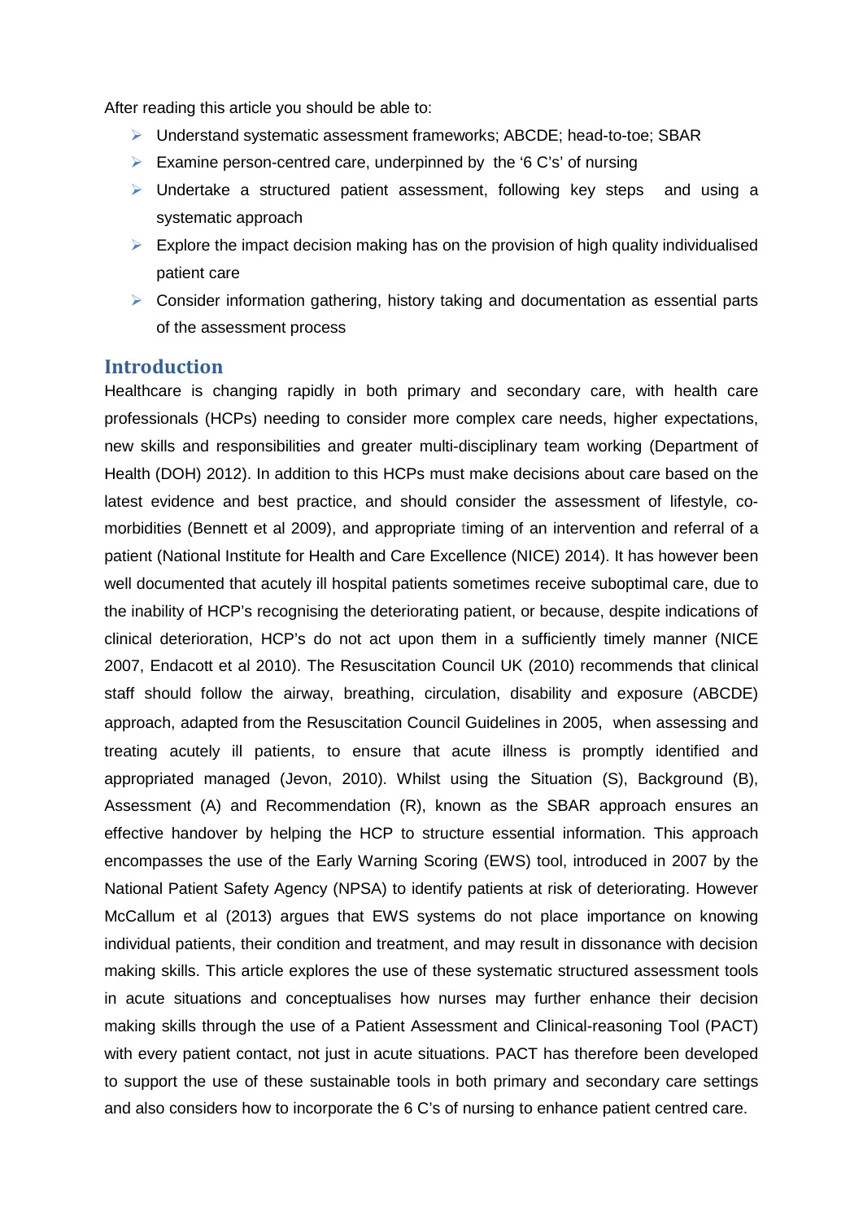After reading this article you should be able to:

- Understand systematic assessment frameworks; ABCDE; head-to-toe; SBAR
- Examine person-centred care, underpinned by the '6 C's' of nursing
- Undertake a structured patient assessment, following key steps and using a systematic approach
- Explore the impact decision making has on the provision of high quality individualised patient care
- Consider information gathering, history taking and documentation as essential parts of the assessment process

## Introduction

Healthcare is changing rapidly in both primary and secondary care, with health care professionals (HCPs) needing to consider more complex care needs, higher expectations, new skills and responsibilities and greater multi-disciplinary team working (Department of Health (DOH) 2012). In addition to this HCPs must make decisions about care based on the latest evidence and best practice, and should consider the assessment of lifestyle, co-morbidities (Bennett et al 2009), and appropriate timing of an intervention and referral of a patient (National Institute for Health and Care Excellence (NICE) 2014). It has however been well documented that acutely ill hospital patients sometimes receive suboptimal care, due to the inability of HCP's recognising the deteriorating patient, or because, despite indications of clinical deterioration, HCP's do not act upon them in a sufficiently timely manner (NICE 2007, Endacott et al 2010). The Resuscitation Council UK (2010) recommends that clinical staff should follow the airway, breathing, circulation, disability and exposure (ABCDE) approach, adapted from the Resuscitation Council Guidelines in 2005, when assessing and treating acutely ill patients, to ensure that acute illness is promptly identified and appropriated managed (Jevon, 2010). Whilst using the Situation (S), Background (B), Assessment (A) and Recommendation (R), known as the SBAR approach ensures an effective handover by helping the HCP to structure essential information. This approach encompasses the use of the Early Warning Scoring (EWS) tool, introduced in 2007 by the National Patient Safety Agency (NPSA) to identify patients at risk of deteriorating. However McCallum et al (2013) argues that EWS systems do not place importance on knowing individual patients, their condition and treatment, and may result in dissonance with decision making skills. This article explores the use of these systematic structured assessment tools in acute situations and conceptualises how nurses may further enhance their decision making skills through the use of a Patient Assessment and Clinical-reasoning Tool (PACT) with every patient contact, not just in acute situations. PACT has therefore been developed to support the use of these sustainable tools in both primary and secondary care settings and also considers how to incorporate the 6 C's of nursing to enhance patient centred care.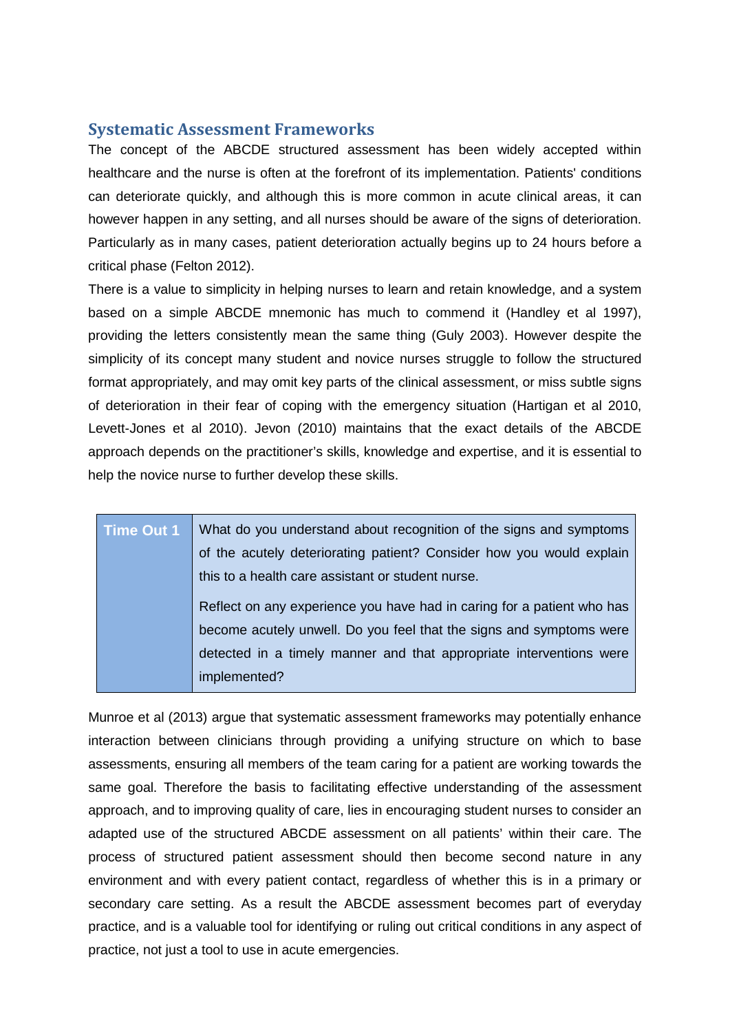## Systematic Assessment Frameworks

The concept of the ABCDE structured assessment has been widely accepted within healthcare and the nurse is often at the forefront of its implementation. Patients' conditions can deteriorate quickly, and although this is more common in acute clinical areas, it can however happen in any setting, and all nurses should be aware of the signs of deterioration. Particularly as in many cases, patient deterioration actually begins up to 24 hours before a critical phase (Felton 2012).

There is a value to simplicity in helping nurses to learn and retain knowledge, and a system based on a simple ABCDE mnemonic has much to commend it (Handley et al 1997), providing the letters consistently mean the same thing (Guly 2003). However despite the simplicity of its concept many student and novice nurses struggle to follow the structured format appropriately, and may omit key parts of the clinical assessment, or miss subtle signs of deterioration in their fear of coping with the emergency situation (Hartigan et al 2010, Levett-Jones et al 2010). Jevon (2010) maintains that the exact details of the ABCDE approach depends on the practitioner's skills, knowledge and expertise, and it is essential to help the novice nurse to further develop these skills.

| **Time Out 1** | What do you understand about recognition of the signs and symptoms of the acutely deteriorating patient? Consider how you would explain this to a health care assistant or student nurse.<br><br>Reflect on any experience you have had in caring for a patient who has become acutely unwell. Do you feel that the signs and symptoms were detected in a timely manner and that appropriate interventions were implemented? |
|---|---|

Munroe et al (2013) argue that systematic assessment frameworks may potentially enhance interaction between clinicians through providing a unifying structure on which to base assessments, ensuring all members of the team caring for a patient are working towards the same goal. Therefore the basis to facilitating effective understanding of the assessment approach, and to improving quality of care, lies in encouraging student nurses to consider an adapted use of the structured ABCDE assessment on all patients' within their care. The process of structured patient assessment should then become second nature in any environment and with every patient contact, regardless of whether this is in a primary or secondary care setting. As a result the ABCDE assessment becomes part of everyday practice, and is a valuable tool for identifying or ruling out critical conditions in any aspect of practice, not just a tool to use in acute emergencies.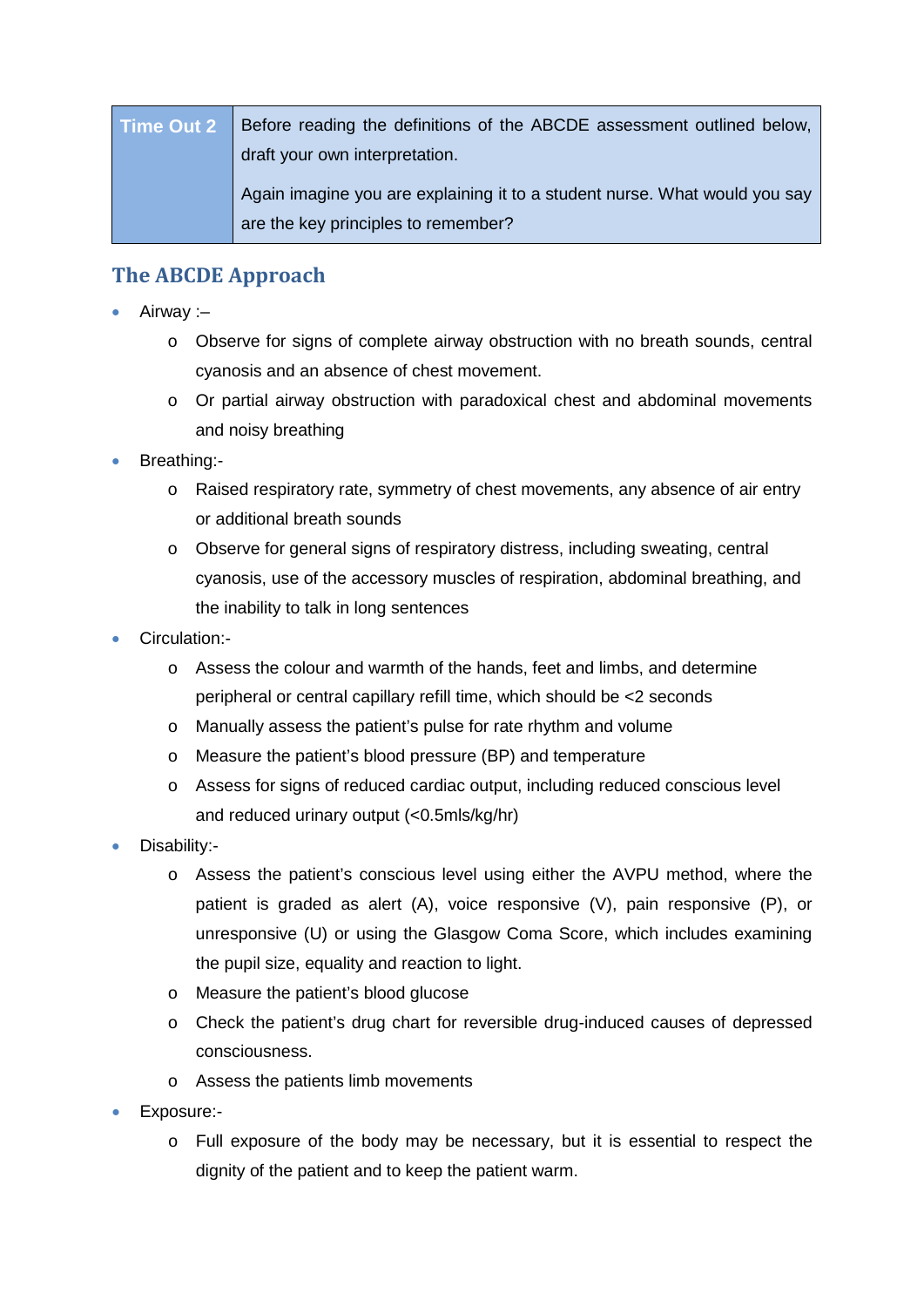| Time Out 2 | Before reading the definitions of the ABCDE assessment outlined below, draft your own interpretation.<br><br>Again imagine you are explaining it to a student nurse. What would you say are the key principles to remember? |
|---|---|

## The ABCDE Approach

- Airway :–
  - Observe for signs of complete airway obstruction with no breath sounds, central cyanosis and an absence of chest movement.
  - Or partial airway obstruction with paradoxical chest and abdominal movements and noisy breathing
- Breathing:-
  - Raised respiratory rate, symmetry of chest movements, any absence of air entry or additional breath sounds
  - Observe for general signs of respiratory distress, including sweating, central cyanosis, use of the accessory muscles of respiration, abdominal breathing, and the inability to talk in long sentences
- Circulation:-
  - Assess the colour and warmth of the hands, feet and limbs, and determine peripheral or central capillary refill time, which should be <2 seconds
  - Manually assess the patient's pulse for rate rhythm and volume
  - Measure the patient's blood pressure (BP) and temperature
  - Assess for signs of reduced cardiac output, including reduced conscious level and reduced urinary output (<0.5mls/kg/hr)
- Disability:-
  - Assess the patient's conscious level using either the AVPU method, where the patient is graded as alert (A), voice responsive (V), pain responsive (P), or unresponsive (U) or using the Glasgow Coma Score, which includes examining the pupil size, equality and reaction to light.
  - Measure the patient's blood glucose
  - Check the patient's drug chart for reversible drug-induced causes of depressed consciousness.
  - Assess the patients limb movements
- Exposure:-
  - Full exposure of the body may be necessary, but it is essential to respect the dignity of the patient and to keep the patient warm.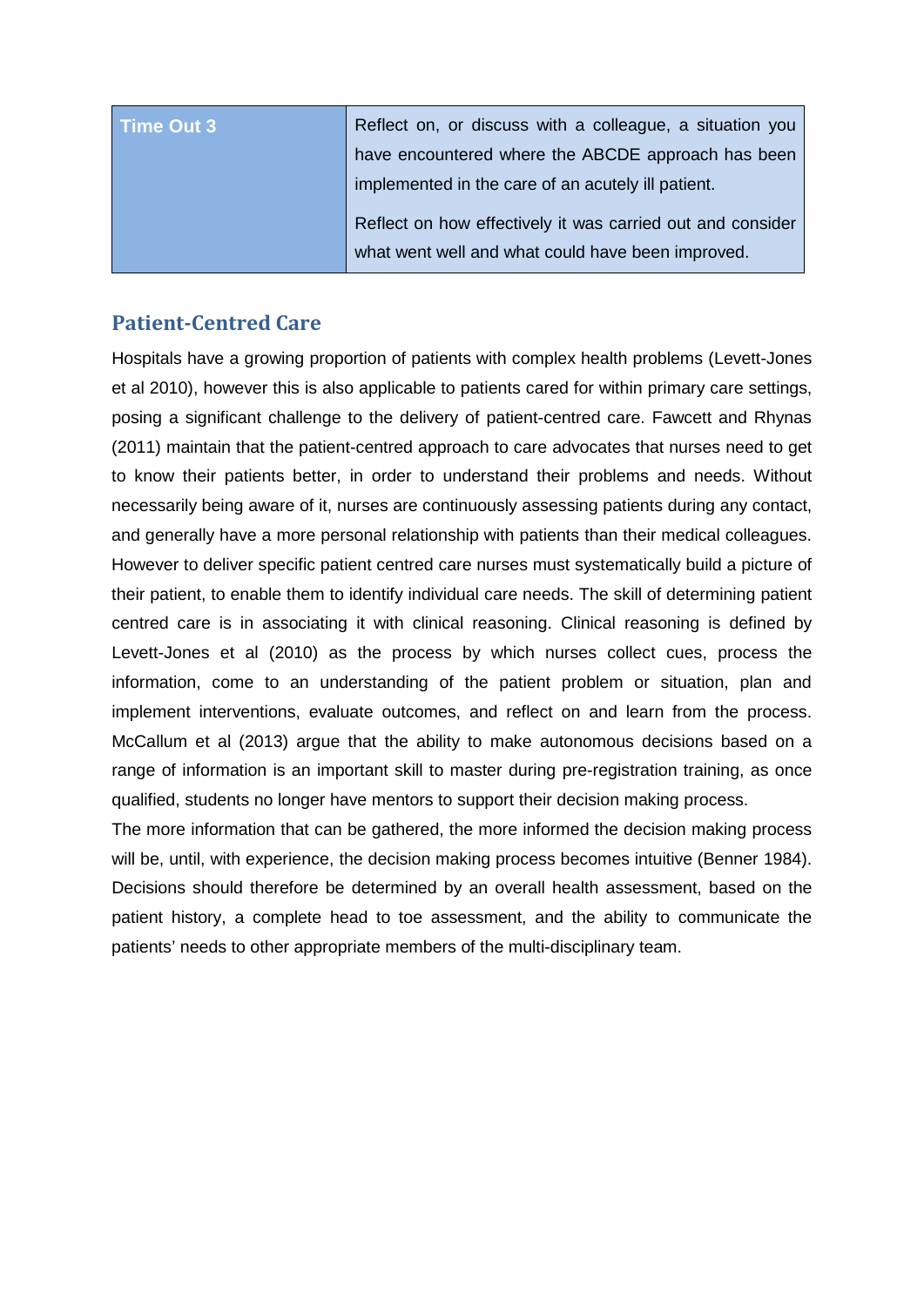| Time Out 3 | Reflect on, or discuss with a colleague, a situation you have encountered where the ABCDE approach has been implemented in the care of an acutely ill patient.<br><br>Reflect on how effectively it was carried out and consider what went well and what could have been improved. |
|---|---|

## Patient-Centred Care

Hospitals have a growing proportion of patients with complex health problems (Levett-Jones et al 2010), however this is also applicable to patients cared for within primary care settings, posing a significant challenge to the delivery of patient-centred care. Fawcett and Rhynas (2011) maintain that the patient-centred approach to care advocates that nurses need to get to know their patients better, in order to understand their problems and needs. Without necessarily being aware of it, nurses are continuously assessing patients during any contact, and generally have a more personal relationship with patients than their medical colleagues. However to deliver specific patient centred care nurses must systematically build a picture of their patient, to enable them to identify individual care needs. The skill of determining patient centred care is in associating it with clinical reasoning. Clinical reasoning is defined by Levett-Jones et al (2010) as the process by which nurses collect cues, process the information, come to an understanding of the patient problem or situation, plan and implement interventions, evaluate outcomes, and reflect on and learn from the process. McCallum et al (2013) argue that the ability to make autonomous decisions based on a range of information is an important skill to master during pre-registration training, as once qualified, students no longer have mentors to support their decision making process.

The more information that can be gathered, the more informed the decision making process will be, until, with experience, the decision making process becomes intuitive (Benner 1984). Decisions should therefore be determined by an overall health assessment, based on the patient history, a complete head to toe assessment, and the ability to communicate the patients' needs to other appropriate members of the multi-disciplinary team.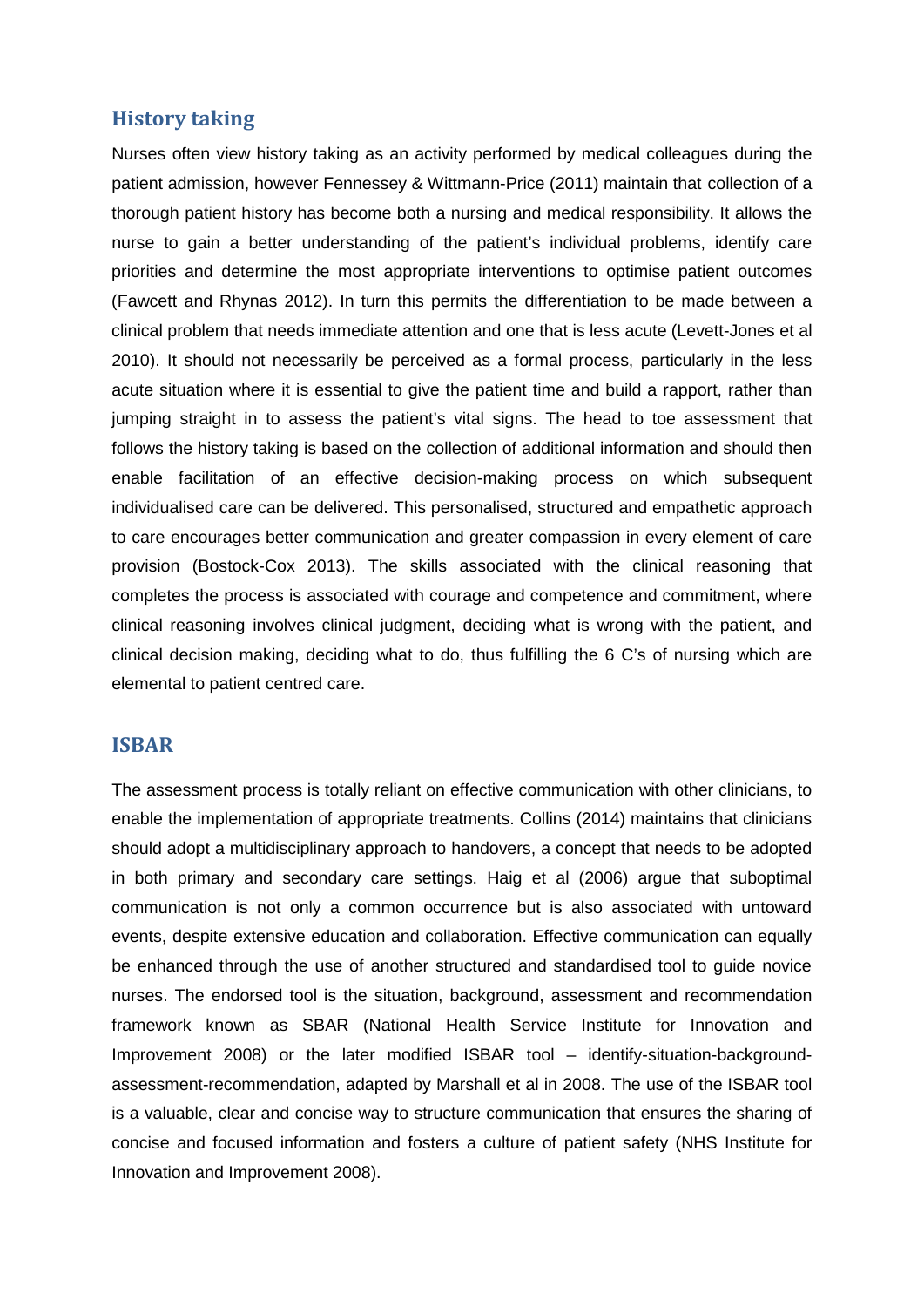## History taking

Nurses often view history taking as an activity performed by medical colleagues during the patient admission, however Fennessey & Wittmann-Price (2011) maintain that collection of a thorough patient history has become both a nursing and medical responsibility. It allows the nurse to gain a better understanding of the patient's individual problems, identify care priorities and determine the most appropriate interventions to optimise patient outcomes (Fawcett and Rhynas 2012). In turn this permits the differentiation to be made between a clinical problem that needs immediate attention and one that is less acute (Levett-Jones et al 2010). It should not necessarily be perceived as a formal process, particularly in the less acute situation where it is essential to give the patient time and build a rapport, rather than jumping straight in to assess the patient's vital signs. The head to toe assessment that follows the history taking is based on the collection of additional information and should then enable facilitation of an effective decision-making process on which subsequent individualised care can be delivered. This personalised, structured and empathetic approach to care encourages better communication and greater compassion in every element of care provision (Bostock-Cox 2013). The skills associated with the clinical reasoning that completes the process is associated with courage and competence and commitment, where clinical reasoning involves clinical judgment, deciding what is wrong with the patient, and clinical decision making, deciding what to do, thus fulfilling the 6 C's of nursing which are elemental to patient centred care.

## ISBAR

The assessment process is totally reliant on effective communication with other clinicians, to enable the implementation of appropriate treatments. Collins (2014) maintains that clinicians should adopt a multidisciplinary approach to handovers, a concept that needs to be adopted in both primary and secondary care settings. Haig et al (2006) argue that suboptimal communication is not only a common occurrence but is also associated with untoward events, despite extensive education and collaboration. Effective communication can equally be enhanced through the use of another structured and standardised tool to guide novice nurses. The endorsed tool is the situation, background, assessment and recommendation framework known as SBAR (National Health Service Institute for Innovation and Improvement 2008) or the later modified ISBAR tool – identify-situation-background-assessment-recommendation, adapted by Marshall et al in 2008. The use of the ISBAR tool is a valuable, clear and concise way to structure communication that ensures the sharing of concise and focused information and fosters a culture of patient safety (NHS Institute for Innovation and Improvement 2008).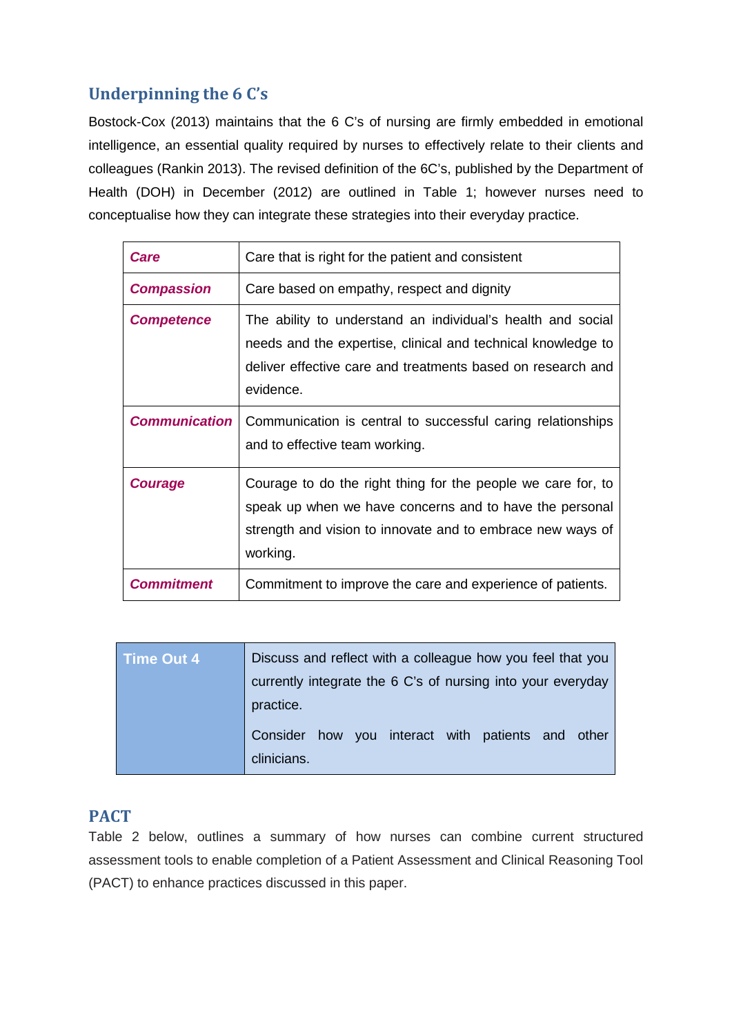## Underpinning the 6 C's

Bostock-Cox (2013) maintains that the 6 C's of nursing are firmly embedded in emotional intelligence, an essential quality required by nurses to effectively relate to their clients and colleagues (Rankin 2013). The revised definition of the 6C's, published by the Department of Health (DOH) in December (2012) are outlined in Table 1; however nurses need to conceptualise how they can integrate these strategies into their everyday practice.

| | |
|---|---|
| ***Care*** | Care that is right for the patient and consistent |
| ***Compassion*** | Care based on empathy, respect and dignity |
| ***Competence*** | The ability to understand an individual's health and social needs and the expertise, clinical and technical knowledge to deliver effective care and treatments based on research and evidence. |
| ***Communication*** | Communication is central to successful caring relationships and to effective team working. |
| ***Courage*** | Courage to do the right thing for the people we care for, to speak up when we have concerns and to have the personal strength and vision to innovate and to embrace new ways of working. |
| ***Commitment*** | Commitment to improve the care and experience of patients. |

| | |
|---|---|
| **Time Out 4** | Discuss and reflect with a colleague how you feel that you currently integrate the 6 C's of nursing into your everyday practice. Consider how you interact with patients and other clinicians. |

## PACT

Table 2 below, outlines a summary of how nurses can combine current structured assessment tools to enable completion of a Patient Assessment and Clinical Reasoning Tool (PACT) to enhance practices discussed in this paper.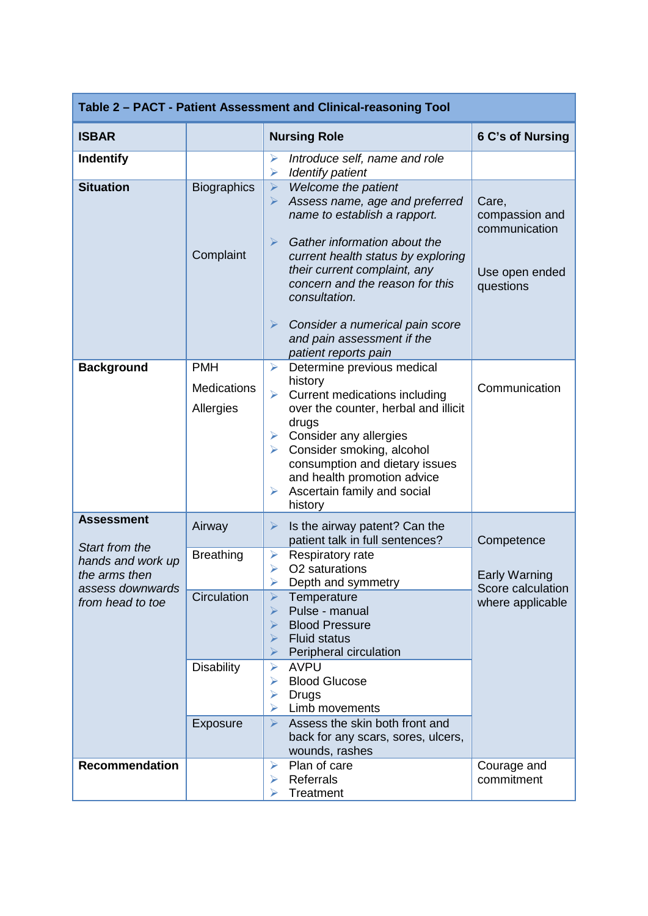| Table 2 – PACT - Patient Assessment and Clinical-reasoning Tool | | | |
|---|---|---|---|
| **ISBAR** | | **Nursing Role** | **6 C's of Nursing** |
| **Indentify** | | ➢ *Introduce self, name and role*<br>➢ *Identify patient* | |
| **Situation** | Biographics<br><br>Complaint | ➢ *Welcome the patient*<br>➢ *Assess name, age and preferred name to establish a rapport.*<br>➢ *Gather information about the current health status by exploring their current complaint, any concern and the reason for this consultation.*<br>➢ *Consider a numerical pain score and pain assessment if the patient reports pain* | Care, compassion and communication<br><br>Use open ended questions |
| **Background** | PMH<br>Medications<br>Allergies | ➢ Determine previous medical history<br>➢ Current medications including over the counter, herbal and illicit drugs<br>➢ Consider any allergies<br>➢ Consider smoking, alcohol consumption and dietary issues and health promotion advice<br>➢ Ascertain family and social history | Communication |
| **Assessment**<br><br>*Start from the hands and work up the arms then assess downwards from head to toe* | Airway | ➢ Is the airway patent? Can the patient talk in full sentences? | Competence<br><br>Early Warning Score calculation where applicable |
| | Breathing | ➢ Respiratory rate<br>➢ O2 saturations<br>➢ Depth and symmetry | |
| | Circulation | ➢ Temperature<br>➢ Pulse - manual<br>➢ Blood Pressure<br>➢ Fluid status<br>➢ Peripheral circulation | |
| | Disability | ➢ AVPU<br>➢ Blood Glucose<br>➢ Drugs<br>➢ Limb movements | |
| | Exposure | ➢ Assess the skin both front and back for any scars, sores, ulcers, wounds, rashes | |
| **Recommendation** | | ➢ Plan of care<br>➢ Referrals<br>➢ Treatment | Courage and commitment |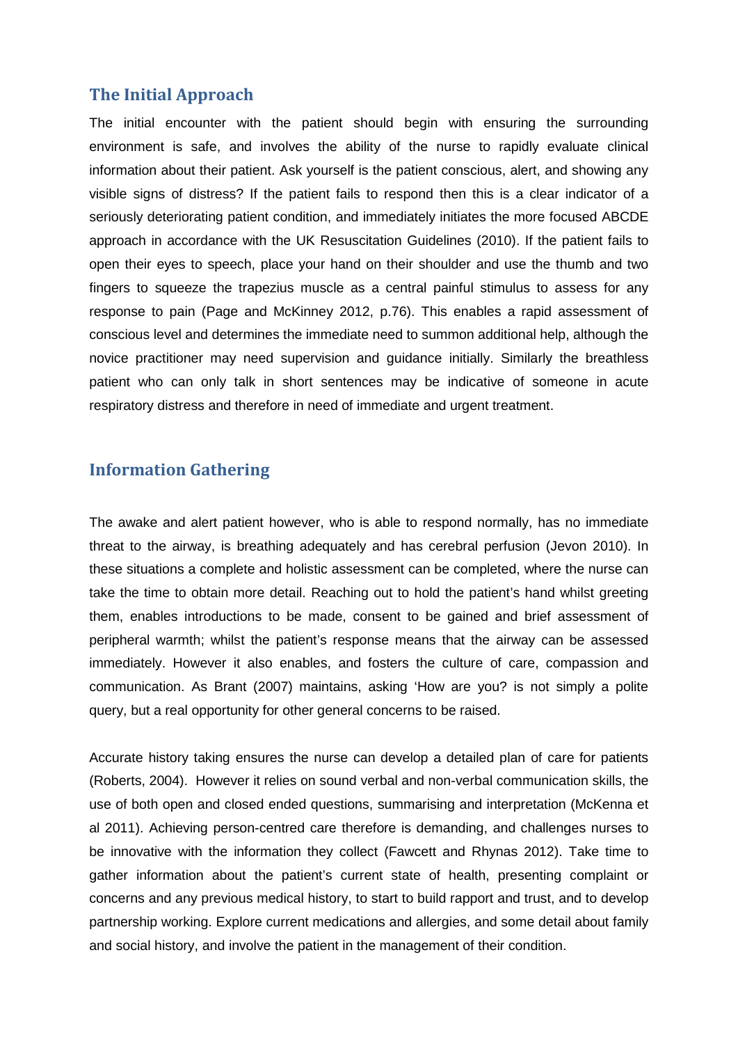## The Initial Approach

The initial encounter with the patient should begin with ensuring the surrounding environment is safe, and involves the ability of the nurse to rapidly evaluate clinical information about their patient. Ask yourself is the patient conscious, alert, and showing any visible signs of distress? If the patient fails to respond then this is a clear indicator of a seriously deteriorating patient condition, and immediately initiates the more focused ABCDE approach in accordance with the UK Resuscitation Guidelines (2010). If the patient fails to open their eyes to speech, place your hand on their shoulder and use the thumb and two fingers to squeeze the trapezius muscle as a central painful stimulus to assess for any response to pain (Page and McKinney 2012, p.76). This enables a rapid assessment of conscious level and determines the immediate need to summon additional help, although the novice practitioner may need supervision and guidance initially. Similarly the breathless patient who can only talk in short sentences may be indicative of someone in acute respiratory distress and therefore in need of immediate and urgent treatment.

## Information Gathering

The awake and alert patient however, who is able to respond normally, has no immediate threat to the airway, is breathing adequately and has cerebral perfusion (Jevon 2010). In these situations a complete and holistic assessment can be completed, where the nurse can take the time to obtain more detail. Reaching out to hold the patient's hand whilst greeting them, enables introductions to be made, consent to be gained and brief assessment of peripheral warmth; whilst the patient's response means that the airway can be assessed immediately. However it also enables, and fosters the culture of care, compassion and communication. As Brant (2007) maintains, asking 'How are you? is not simply a polite query, but a real opportunity for other general concerns to be raised.

Accurate history taking ensures the nurse can develop a detailed plan of care for patients (Roberts, 2004). However it relies on sound verbal and non-verbal communication skills, the use of both open and closed ended questions, summarising and interpretation (McKenna et al 2011). Achieving person-centred care therefore is demanding, and challenges nurses to be innovative with the information they collect (Fawcett and Rhynas 2012). Take time to gather information about the patient's current state of health, presenting complaint or concerns and any previous medical history, to start to build rapport and trust, and to develop partnership working. Explore current medications and allergies, and some detail about family and social history, and involve the patient in the management of their condition.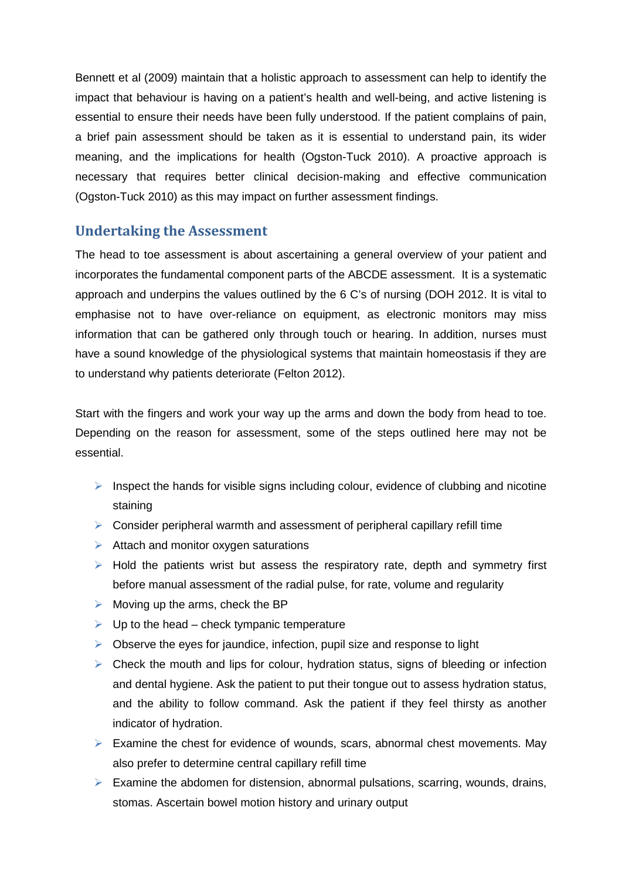Bennett et al (2009) maintain that a holistic approach to assessment can help to identify the impact that behaviour is having on a patient's health and well-being, and active listening is essential to ensure their needs have been fully understood. If the patient complains of pain, a brief pain assessment should be taken as it is essential to understand pain, its wider meaning, and the implications for health (Ogston-Tuck 2010). A proactive approach is necessary that requires better clinical decision-making and effective communication (Ogston-Tuck 2010) as this may impact on further assessment findings.

## Undertaking the Assessment

The head to toe assessment is about ascertaining a general overview of your patient and incorporates the fundamental component parts of the ABCDE assessment. It is a systematic approach and underpins the values outlined by the 6 C's of nursing (DOH 2012. It is vital to emphasise not to have over-reliance on equipment, as electronic monitors may miss information that can be gathered only through touch or hearing. In addition, nurses must have a sound knowledge of the physiological systems that maintain homeostasis if they are to understand why patients deteriorate (Felton 2012).

Start with the fingers and work your way up the arms and down the body from head to toe. Depending on the reason for assessment, some of the steps outlined here may not be essential.

- Inspect the hands for visible signs including colour, evidence of clubbing and nicotine staining
- Consider peripheral warmth and assessment of peripheral capillary refill time
- Attach and monitor oxygen saturations
- Hold the patients wrist but assess the respiratory rate, depth and symmetry first before manual assessment of the radial pulse, for rate, volume and regularity
- Moving up the arms, check the BP
- Up to the head – check tympanic temperature
- Observe the eyes for jaundice, infection, pupil size and response to light
- Check the mouth and lips for colour, hydration status, signs of bleeding or infection and dental hygiene. Ask the patient to put their tongue out to assess hydration status, and the ability to follow command. Ask the patient if they feel thirsty as another indicator of hydration.
- Examine the chest for evidence of wounds, scars, abnormal chest movements. May also prefer to determine central capillary refill time
- Examine the abdomen for distension, abnormal pulsations, scarring, wounds, drains, stomas. Ascertain bowel motion history and urinary output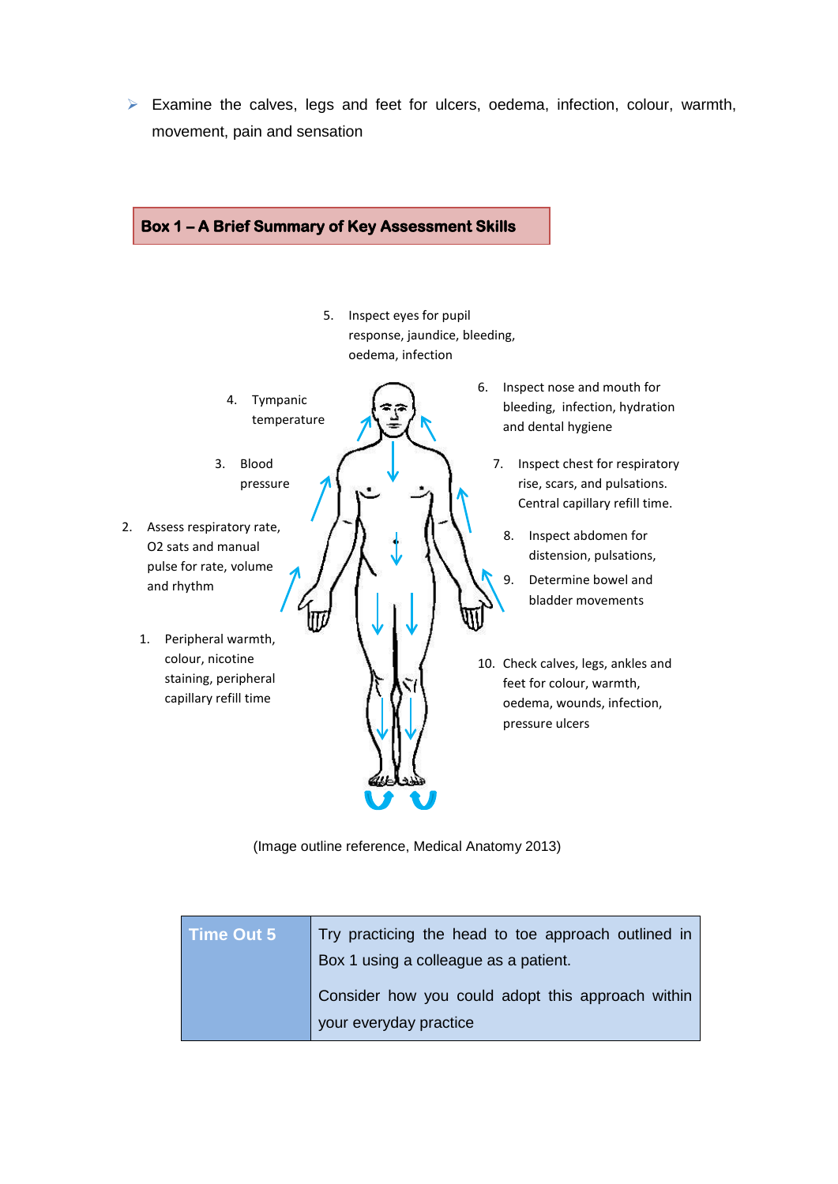- Examine the calves, legs and feet for ulcers, oedema, infection, colour, warmth, movement, pain and sensation

**Box 1 – A Brief Summary of Key Assessment Skills**

1. Peripheral warmth, colour, nicotine staining, peripheral capillary refill time
2. Assess respiratory rate, O2 sats and manual pulse for rate, volume and rhythm
3. Blood pressure
4. Tympanic temperature
5. Inspect eyes for pupil response, jaundice, bleeding, oedema, infection
6. Inspect nose and mouth for bleeding, infection, hydration and dental hygiene
7. Inspect chest for respiratory rise, scars, and pulsations. Central capillary refill time.
8. Inspect abdomen for distension, pulsations,
9. Determine bowel and bladder movements
10. Check calves, legs, ankles and feet for colour, warmth, oedema, wounds, infection, pressure ulcers

(Image outline reference, Medical Anatomy 2013)

| Time Out 5 | Try practicing the head to toe approach outlined in Box 1 using a colleague as a patient.<br><br>Consider how you could adopt this approach within your everyday practice |
|---|---|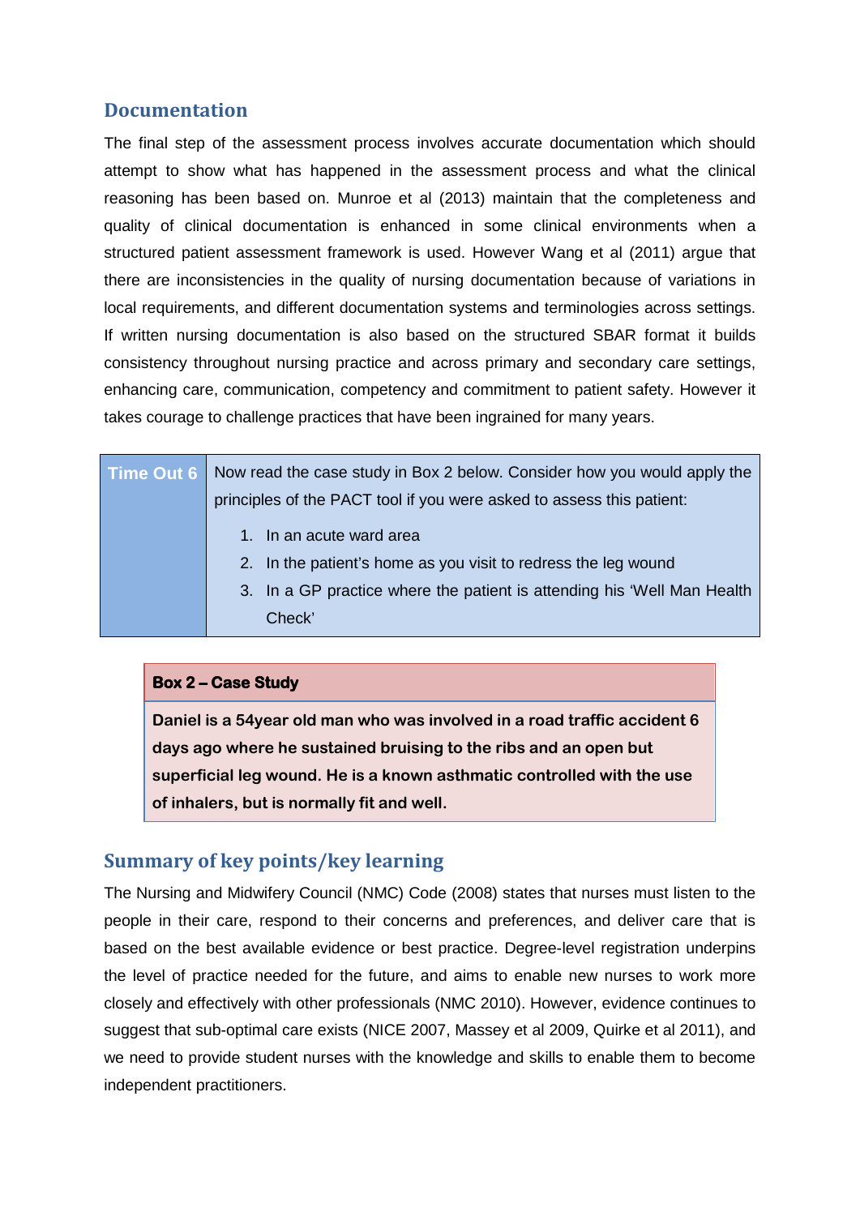## Documentation

The final step of the assessment process involves accurate documentation which should attempt to show what has happened in the assessment process and what the clinical reasoning has been based on. Munroe et al (2013) maintain that the completeness and quality of clinical documentation is enhanced in some clinical environments when a structured patient assessment framework is used. However Wang et al (2011) argue that there are inconsistencies in the quality of nursing documentation because of variations in local requirements, and different documentation systems and terminologies across settings. If written nursing documentation is also based on the structured SBAR format it builds consistency throughout nursing practice and across primary and secondary care settings, enhancing care, communication, competency and commitment to patient safety. However it takes courage to challenge practices that have been ingrained for many years.

| Time Out 6 | Now read the case study in Box 2 below. Consider how you would apply the principles of the PACT tool if you were asked to assess this patient:<br>1. In an acute ward area<br>2. In the patient's home as you visit to redress the leg wound<br>3. In a GP practice where the patient is attending his 'Well Man Health Check' |
|---|---|

| **Box 2 – Case Study** |
|---|
| **Daniel is a 54year old man who was involved in a road traffic accident 6 days ago where he sustained bruising to the ribs and an open but superficial leg wound. He is a known asthmatic controlled with the use of inhalers, but is normally fit and well.** |

## Summary of key points/key learning

The Nursing and Midwifery Council (NMC) Code (2008) states that nurses must listen to the people in their care, respond to their concerns and preferences, and deliver care that is based on the best available evidence or best practice. Degree-level registration underpins the level of practice needed for the future, and aims to enable new nurses to work more closely and effectively with other professionals (NMC 2010). However, evidence continues to suggest that sub-optimal care exists (NICE 2007, Massey et al 2009, Quirke et al 2011), and we need to provide student nurses with the knowledge and skills to enable them to become independent practitioners.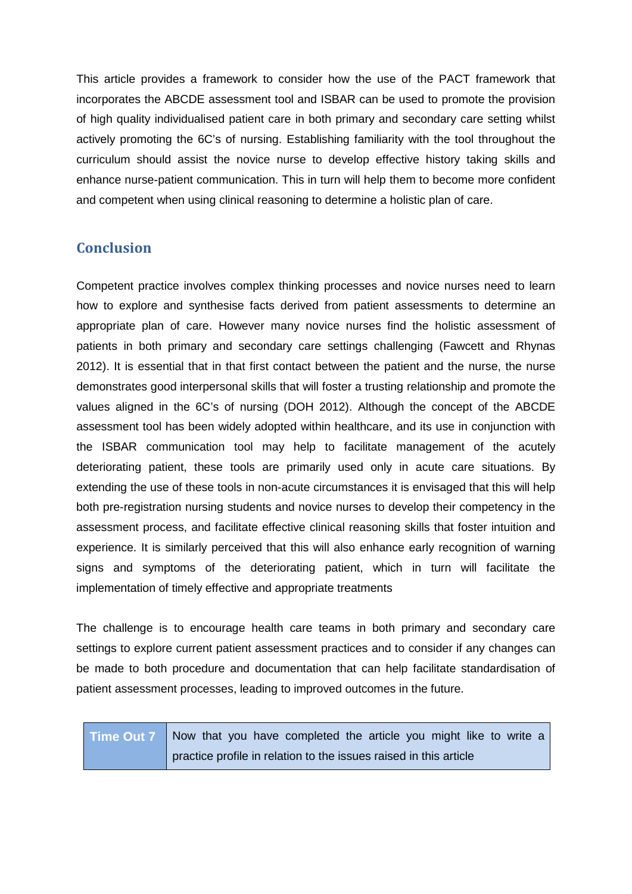This article provides a framework to consider how the use of the PACT framework that incorporates the ABCDE assessment tool and ISBAR can be used to promote the provision of high quality individualised patient care in both primary and secondary care setting whilst actively promoting the 6C's of nursing. Establishing familiarity with the tool throughout the curriculum should assist the novice nurse to develop effective history taking skills and enhance nurse-patient communication. This in turn will help them to become more confident and competent when using clinical reasoning to determine a holistic plan of care.

## Conclusion

Competent practice involves complex thinking processes and novice nurses need to learn how to explore and synthesise facts derived from patient assessments to determine an appropriate plan of care. However many novice nurses find the holistic assessment of patients in both primary and secondary care settings challenging (Fawcett and Rhynas 2012). It is essential that in that first contact between the patient and the nurse, the nurse demonstrates good interpersonal skills that will foster a trusting relationship and promote the values aligned in the 6C's of nursing (DOH 2012). Although the concept of the ABCDE assessment tool has been widely adopted within healthcare, and its use in conjunction with the ISBAR communication tool may help to facilitate management of the acutely deteriorating patient, these tools are primarily used only in acute care situations. By extending the use of these tools in non-acute circumstances it is envisaged that this will help both pre-registration nursing students and novice nurses to develop their competency in the assessment process, and facilitate effective clinical reasoning skills that foster intuition and experience. It is similarly perceived that this will also enhance early recognition of warning signs and symptoms of the deteriorating patient, which in turn will facilitate the implementation of timely effective and appropriate treatments

The challenge is to encourage health care teams in both primary and secondary care settings to explore current patient assessment practices and to consider if any changes can be made to both procedure and documentation that can help facilitate standardisation of patient assessment processes, leading to improved outcomes in the future.

| **Time Out 7** | Now that you have completed the article you might like to write a practice profile in relation to the issues raised in this article |
|---|---|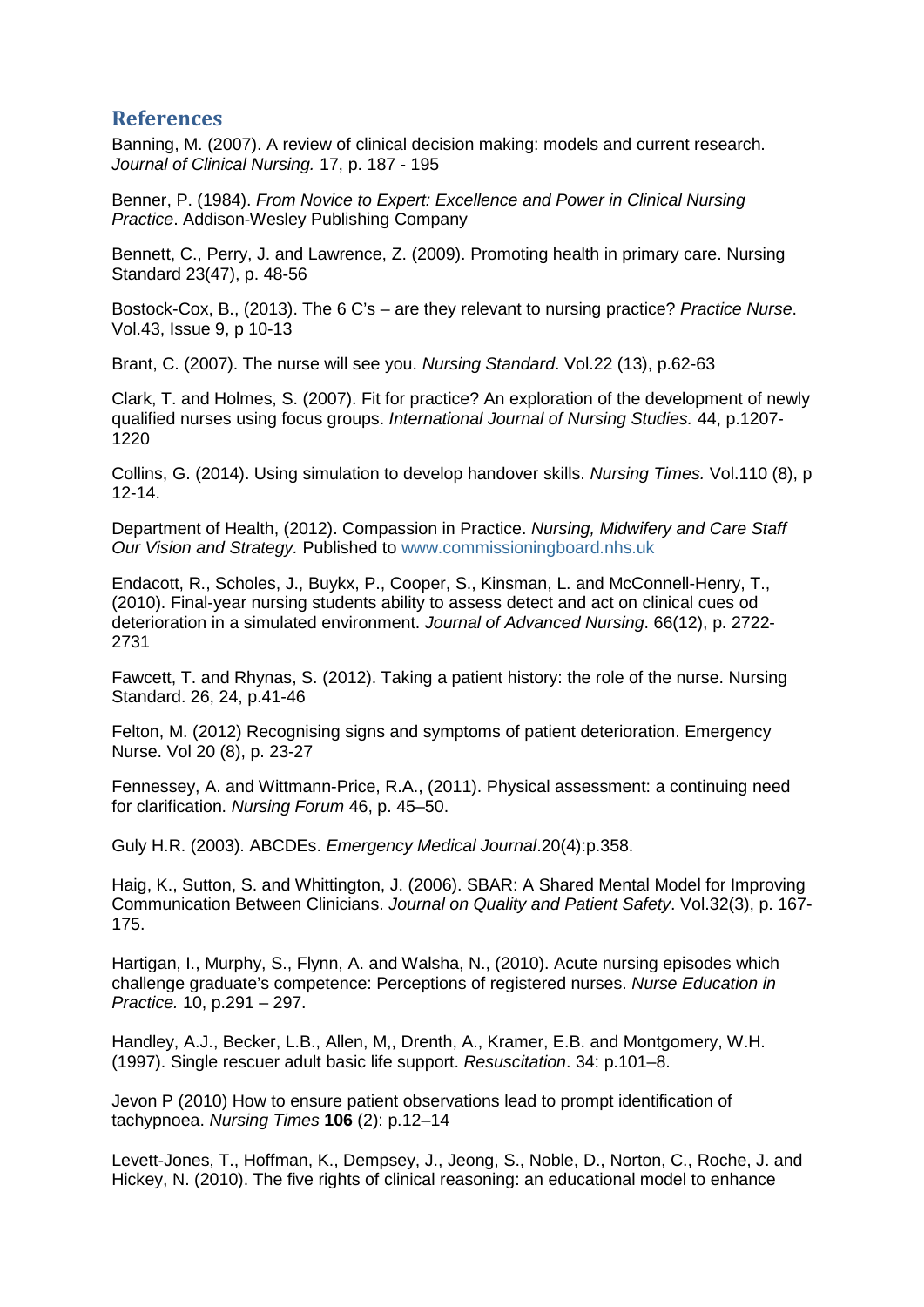## References

Banning, M. (2007). A review of clinical decision making: models and current research. *Journal of Clinical Nursing.* 17, p. 187 - 195

Benner, P. (1984). *From Novice to Expert: Excellence and Power in Clinical Nursing Practice*. Addison-Wesley Publishing Company

Bennett, C., Perry, J. and Lawrence, Z. (2009). Promoting health in primary care. Nursing Standard 23(47), p. 48-56

Bostock-Cox, B., (2013). The 6 C's – are they relevant to nursing practice? *Practice Nurse*. Vol.43, Issue 9, p 10-13

Brant, C. (2007). The nurse will see you. *Nursing Standard*. Vol.22 (13), p.62-63

Clark, T. and Holmes, S. (2007). Fit for practice? An exploration of the development of newly qualified nurses using focus groups. *International Journal of Nursing Studies.* 44, p.1207-1220

Collins, G. (2014). Using simulation to develop handover skills. *Nursing Times.* Vol.110 (8), p 12-14.

Department of Health, (2012). Compassion in Practice. *Nursing, Midwifery and Care Staff Our Vision and Strategy.* Published to www.commissioningboard.nhs.uk

Endacott, R., Scholes, J., Buykx, P., Cooper, S., Kinsman, L. and McConnell-Henry, T., (2010). Final-year nursing students ability to assess detect and act on clinical cues od deterioration in a simulated environment. *Journal of Advanced Nursing*. 66(12), p. 2722-2731

Fawcett, T. and Rhynas, S. (2012). Taking a patient history: the role of the nurse. Nursing Standard. 26, 24, p.41-46

Felton, M. (2012) Recognising signs and symptoms of patient deterioration. Emergency Nurse. Vol 20 (8), p. 23-27

Fennessey, A. and Wittmann-Price, R.A., (2011). Physical assessment: a continuing need for clarification. *Nursing Forum* 46, p. 45–50.

Guly H.R. (2003). ABCDEs. *Emergency Medical Journal*.20(4):p.358.

Haig, K., Sutton, S. and Whittington, J. (2006). SBAR: A Shared Mental Model for Improving Communication Between Clinicians. *Journal on Quality and Patient Safety*. Vol.32(3), p. 167-175.

Hartigan, I., Murphy, S., Flynn, A. and Walsha, N., (2010). Acute nursing episodes which challenge graduate's competence: Perceptions of registered nurses. *Nurse Education in Practice.* 10, p.291 – 297.

Handley, A.J., Becker, L.B., Allen, M,, Drenth, A., Kramer, E.B. and Montgomery, W.H. (1997). Single rescuer adult basic life support. *Resuscitation*. 34: p.101–8.

Jevon P (2010) How to ensure patient observations lead to prompt identification of tachypnoea. *Nursing Times* **106** (2): p.12–14

Levett-Jones, T., Hoffman, K., Dempsey, J., Jeong, S., Noble, D., Norton, C., Roche, J. and Hickey, N. (2010). The five rights of clinical reasoning: an educational model to enhance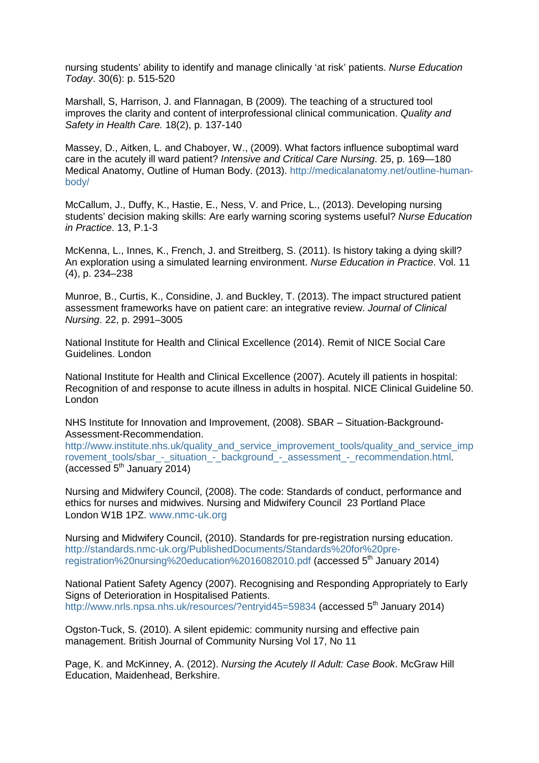nursing students' ability to identify and manage clinically 'at risk' patients. *Nurse Education Today*. 30(6): p. 515-520

Marshall, S, Harrison, J. and Flannagan, B (2009). The teaching of a structured tool improves the clarity and content of interprofessional clinical communication. *Quality and Safety in Health Care.* 18(2), p. 137-140

Massey, D., Aitken, L. and Chaboyer, W., (2009). What factors influence suboptimal ward care in the acutely ill ward patient? *Intensive and Critical Care Nursing*. 25, p. 169—180 Medical Anatomy, Outline of Human Body. (2013). http://medicalanatomy.net/outline-human-body/

McCallum, J., Duffy, K., Hastie, E., Ness, V. and Price, L., (2013). Developing nursing students' decision making skills: Are early warning scoring systems useful? *Nurse Education in Practice*. 13, P.1-3

McKenna, L., Innes, K., French, J. and Streitberg, S. (2011). Is history taking a dying skill? An exploration using a simulated learning environment. *Nurse Education in Practice*. Vol. 11 (4), p. 234–238

Munroe, B., Curtis, K., Considine, J. and Buckley, T. (2013). The impact structured patient assessment frameworks have on patient care: an integrative review. *Journal of Clinical Nursing*. 22, p. 2991–3005

National Institute for Health and Clinical Excellence (2014). Remit of NICE Social Care Guidelines. London

National Institute for Health and Clinical Excellence (2007). Acutely ill patients in hospital: Recognition of and response to acute illness in adults in hospital. NICE Clinical Guideline 50. London

NHS Institute for Innovation and Improvement, (2008). SBAR – Situation-Background-Assessment-Recommendation. http://www.institute.nhs.uk/quality_and_service_improvement_tools/quality_and_service_improvement_tools/sbar_-_situation_-_background_-_assessment_-_recommendation.html. (accessed 5th January 2014)

Nursing and Midwifery Council, (2008). The code: Standards of conduct, performance and ethics for nurses and midwives. Nursing and Midwifery Council 23 Portland Place London W1B 1PZ. www.nmc-uk.org

Nursing and Midwifery Council, (2010). Standards for pre-registration nursing education. http://standards.nmc-uk.org/PublishedDocuments/Standards%20for%20pre-registration%20nursing%20education%2016082010.pdf (accessed 5th January 2014)

National Patient Safety Agency (2007). Recognising and Responding Appropriately to Early Signs of Deterioration in Hospitalised Patients. http://www.nrls.npsa.nhs.uk/resources/?entryid45=59834 (accessed 5th January 2014)

Ogston-Tuck, S. (2010). A silent epidemic: community nursing and effective pain management. British Journal of Community Nursing Vol 17, No 11

Page, K. and McKinney, A. (2012). *Nursing the Acutely Il Adult: Case Book*. McGraw Hill Education, Maidenhead, Berkshire.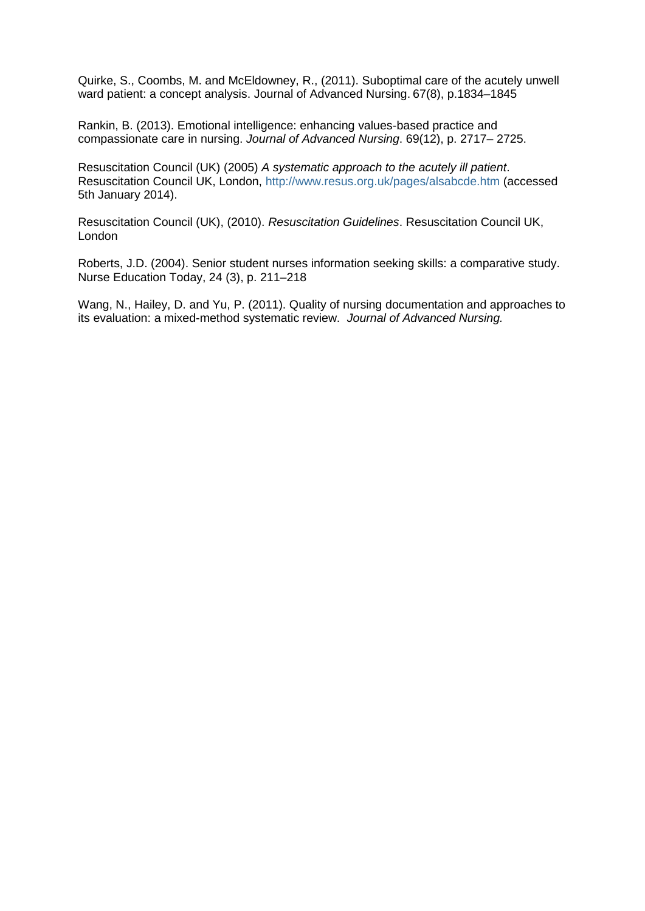Quirke, S., Coombs, M. and McEldowney, R., (2011). Suboptimal care of the acutely unwell ward patient: a concept analysis. Journal of Advanced Nursing. 67(8), p.1834–1845

Rankin, B. (2013). Emotional intelligence: enhancing values-based practice and compassionate care in nursing. *Journal of Advanced Nursing*. 69(12), p. 2717– 2725.

Resuscitation Council (UK) (2005) *A systematic approach to the acutely ill patient*. Resuscitation Council UK, London, http://www.resus.org.uk/pages/alsabcde.htm (accessed 5th January 2014).

Resuscitation Council (UK), (2010). *Resuscitation Guidelines*. Resuscitation Council UK, London

Roberts, J.D. (2004). Senior student nurses information seeking skills: a comparative study. Nurse Education Today, 24 (3), p. 211–218

Wang, N., Hailey, D. and Yu, P. (2011). Quality of nursing documentation and approaches to its evaluation: a mixed-method systematic review. *Journal of Advanced Nursing.*